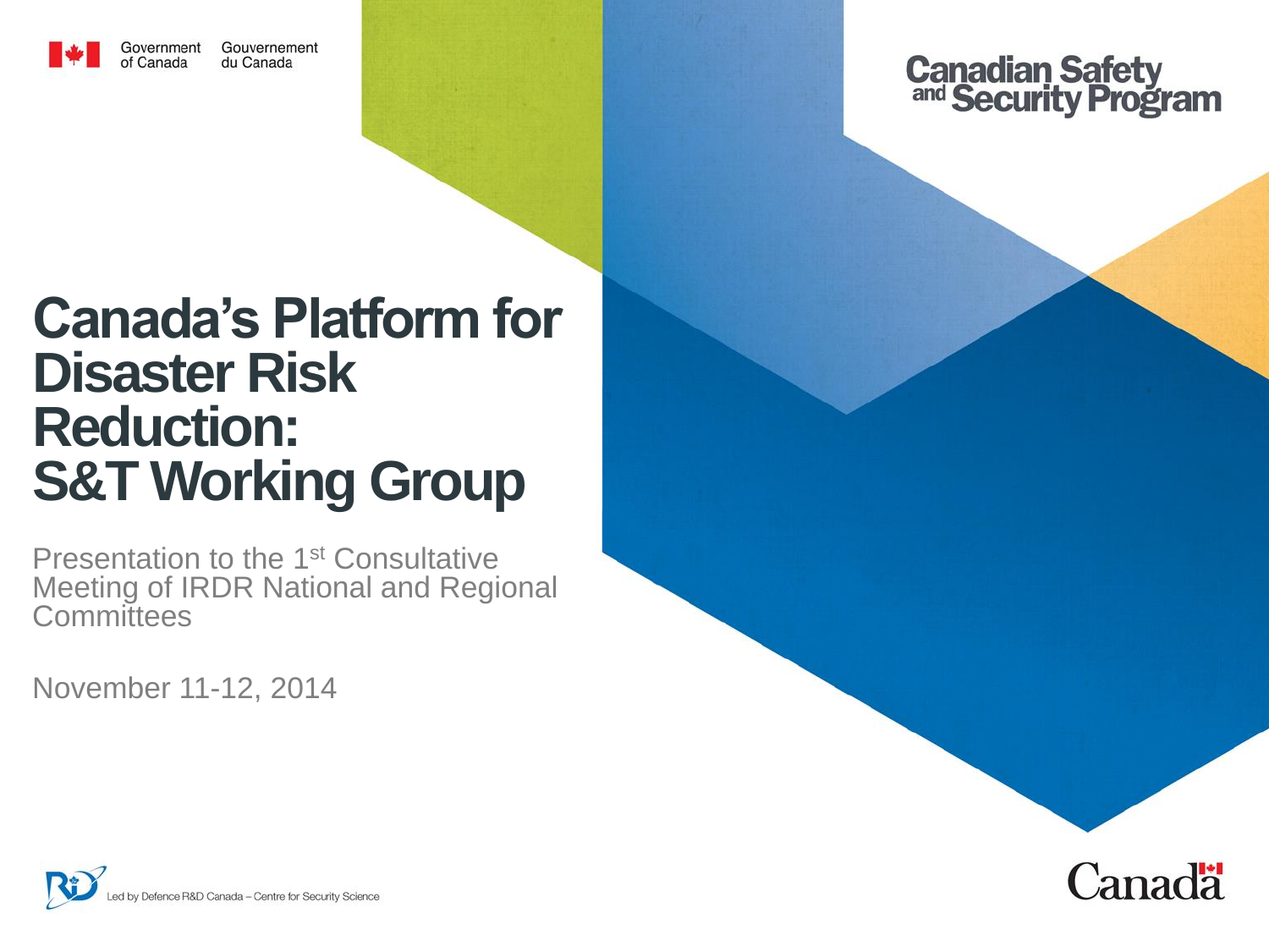Government of Canada Gouvernement du Canada

Canadian Safety and Security Program

# Canada's Platform for Disaster Risk Reduction: S&T Working Group

Presentation to the 1st Consultative Meeting of IRDR National and Regional Committees

November 11-12, 2014

Led by Defence R&D Canada – Centre for Security Science

Canada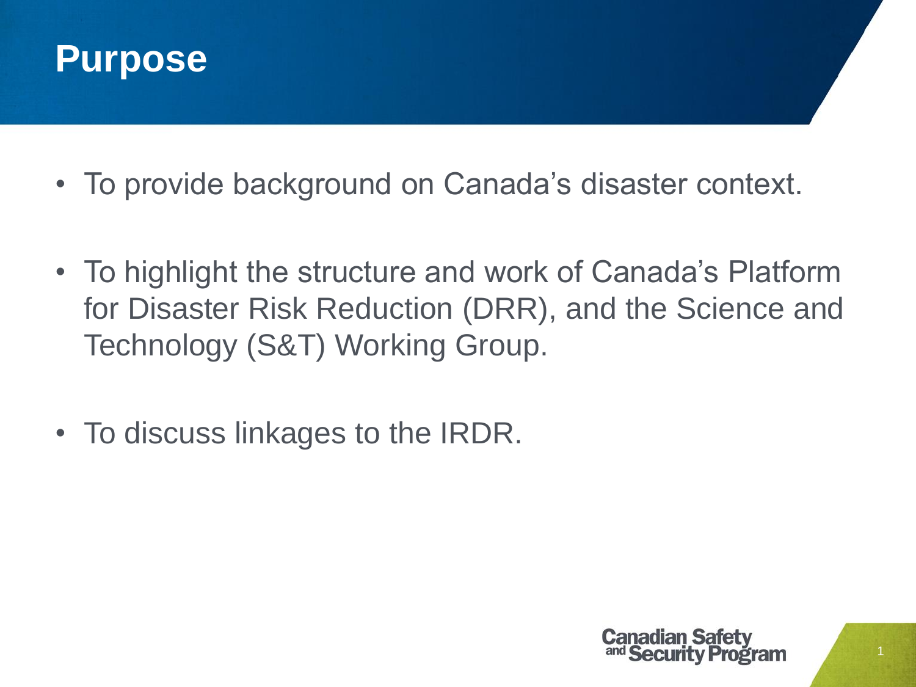# Purpose

- To provide background on Canada's disaster context.
- To highlight the structure and work of Canada's Platform for Disaster Risk Reduction (DRR), and the Science and Technology (S&T) Working Group.
- To discuss linkages to the IRDR.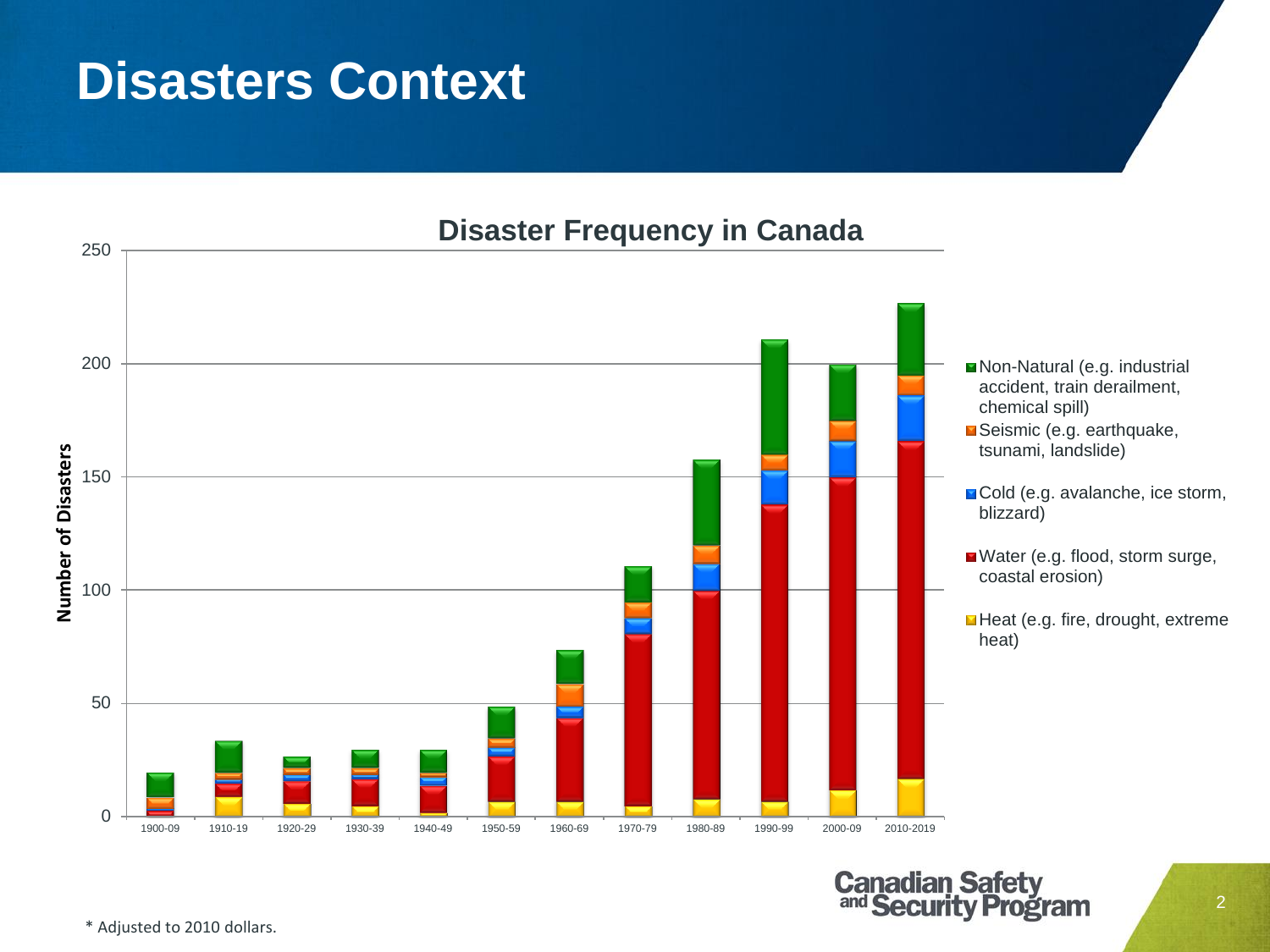# Disasters Context

## Disaster Frequency in Canada

Number of Disasters

250

200

150

100

50

0

1900-09 | 1910-19 | 1920-29 | 1930-39 | 1940-49 | 1950-59 | 1960-69 | 1970-79 | 1980-89 | 1990-99 | 2000-09 | 2010-2019

- Non-Natural (e.g. industrial accident, train derailment, chemical spill)
- Seismic (e.g. earthquake, tsunami, landslide)
- Cold (e.g. avalanche, ice storm, blizzard)
- Water (e.g. flood, storm surge, coastal erosion)
- Heat (e.g. fire, drought, extreme heat)

\* Adjusted to 2010 dollars.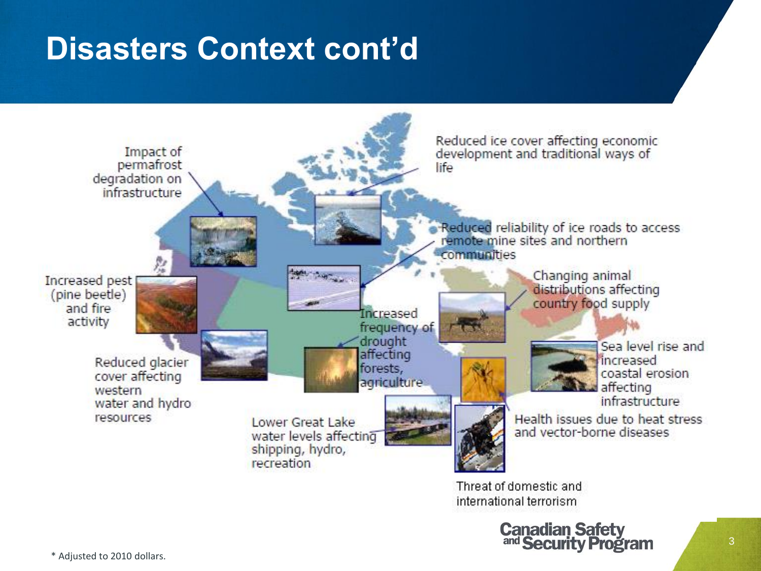# Disasters Context cont'd

Impact of permafrost degradation on infrastructure

Reduced ice cover affecting economic development and traditional ways of life

Reduced reliability of ice roads to access remote mine sites and northern communities

Increased pest (pine beetle) and fire activity

Changing animal distributions affecting country food supply

Increased frequency of drought affecting forests, agriculture

Reduced glacier cover affecting western water and hydro resources

Sea level rise and increased coastal erosion affecting infrastructure

Lower Great Lake water levels affecting shipping, hydro, recreation

Health issues due to heat stress and vector-borne diseases

Threat of domestic and international terrorism

\* Adjusted to 2010 dollars.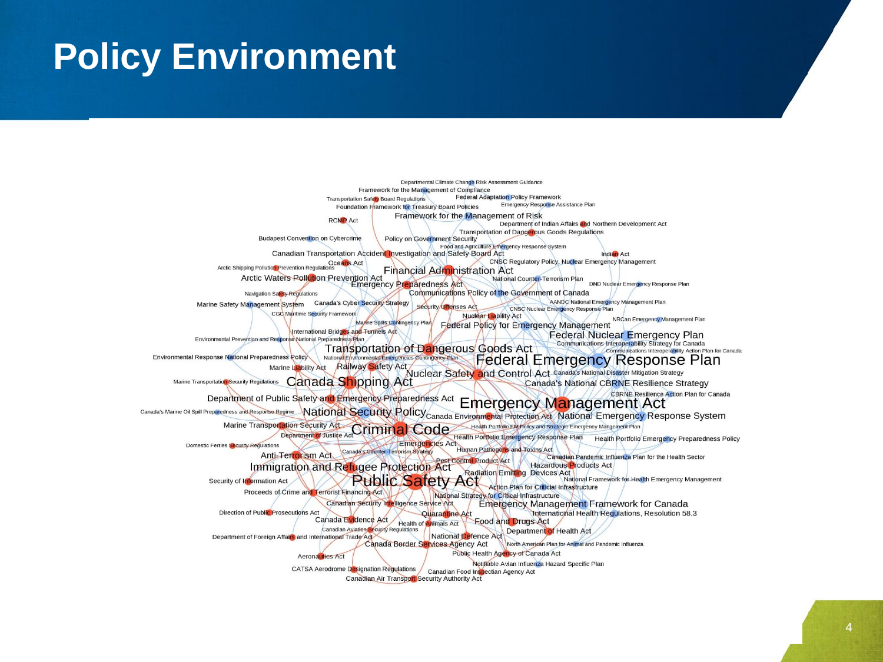# Policy Environment

Departmental Climate Change Risk Assessment Guidance
Framework for the Management of Compliance
Transportation Safety Board Regulations
Federal Adaptation Policy Framework
Foundation Framework for Treasury Board Policies
Emergency Response Assistance Plan
RCMP Act
Framework for the Management of Risk
Department of Indian Affairs and Northern Development Act
Transportation of Dangerous Goods Regulations
Budapest Convention on Cybercrime
Policy on Government Security
Food and Agriculture Emergency Response System
Canadian Transportation Accident Investigation and Safety Board Act
Indian Act
Oceans Act
CNSC Regulatory Policy, Nuclear Emergency Management
Arctic Shipping Pollution Prevention Regulations
Financial Administration Act
Arctic Waters Pollution Prevention Act
National Counter-Terrorism Plan
Emergency Preparedness Act
DND Nuclear Emergency Response Plan
Communications Policy of the Government of Canada
Navigation Safety Regulations
AANDC National Emergency Management Plan
Marine Safety Management System
Canada's Cyber Security Strategy
Security Offenses Act
CNSC Nuclear Emergency Response Plan
CGC Maritime Security Framework
Nuclear Liability Act
NRCan Emergency Management Plan
Marine Spills Contingency Plan
Federal Policy for Emergency Management
International Bridges and Tunnels Act
Federal Nuclear Emergency Plan
Environmental Prevention and Response National Preparedness Plan
Communications Interoperability Strategy for Canada
Transportation of Dangerous Goods Act
Communications Interoperability Action Plan for Canada
Environmental Response National Preparedness Policy
National Environmental Emergencies Contingency Plan
Federal Emergency Response Plan
Marine Liability Act
Railway Safety Act
Nuclear Safety and Control Act
Canada's National Disaster Mitigation Strategy
Marine Transportation Security Regulations
Canada Shipping Act
Canada's National CBRNE Resilience Strategy
CBRNE Resilience Action Plan for Canada
Department of Public Safety and Emergency Preparedness Act
Emergency Management Act
Canada's Marine Oil Spill Preparedness and Response Regime
National Security Policy
Canada Environmental Protection Act
National Emergency Response System
Marine Transportation Security Act
Criminal Code
Health Portfolio EM Policy and Strategic Emergency Mangement Plan
Department of Justice Act
Health Portfolio Emergency Response Plan
Health Portfolio Emergency Preparedness Policy
Domestic Ferries Security Regulations
Emergencies Act
Canada's Counter-Terrorism Strategy
Human Pathogens and Toxins Act
Anti-Terrorism Act
Canadian Pandemic Influenza Plan for the Health Sector
Pest Control Product Act
Immigration and Refugee Protection Act
Hazardous Products Act
Radiation Emitting Devices Act
Security of Information Act
Public Safety Act
National Framework for Health Emergency Management
Action Plan for Critical Infrastructure
Proceeds of Crime and Terrorist Financing Act
National Strategy for Critical Infrastructure
Canadian Security Intelligence Service Act
Emergency Management Framework for Canada
Direction of Public Prosecutions Act
Quarantine Act
International Health Regulations, Resolution 58.3
Canada Evidence Act
Health of Animals Act
Food and Drugs Act
Canadian Aviation Security Regulations
Department of Health Act
Department of Foreign Affairs and International Trade Act
National Defence Act
Canada Border Services Agency Act
North American Plan for Animal and Pandemic Influenza
Aeronautics Act
Public Health Agency of Canada Act
Notifiable Avian Influenza Hazard Specific Plan
CATSA Aerodrome Designation Regulations
Canadian Food Inspection Agency Act
Canadian Air Transport Security Authority Act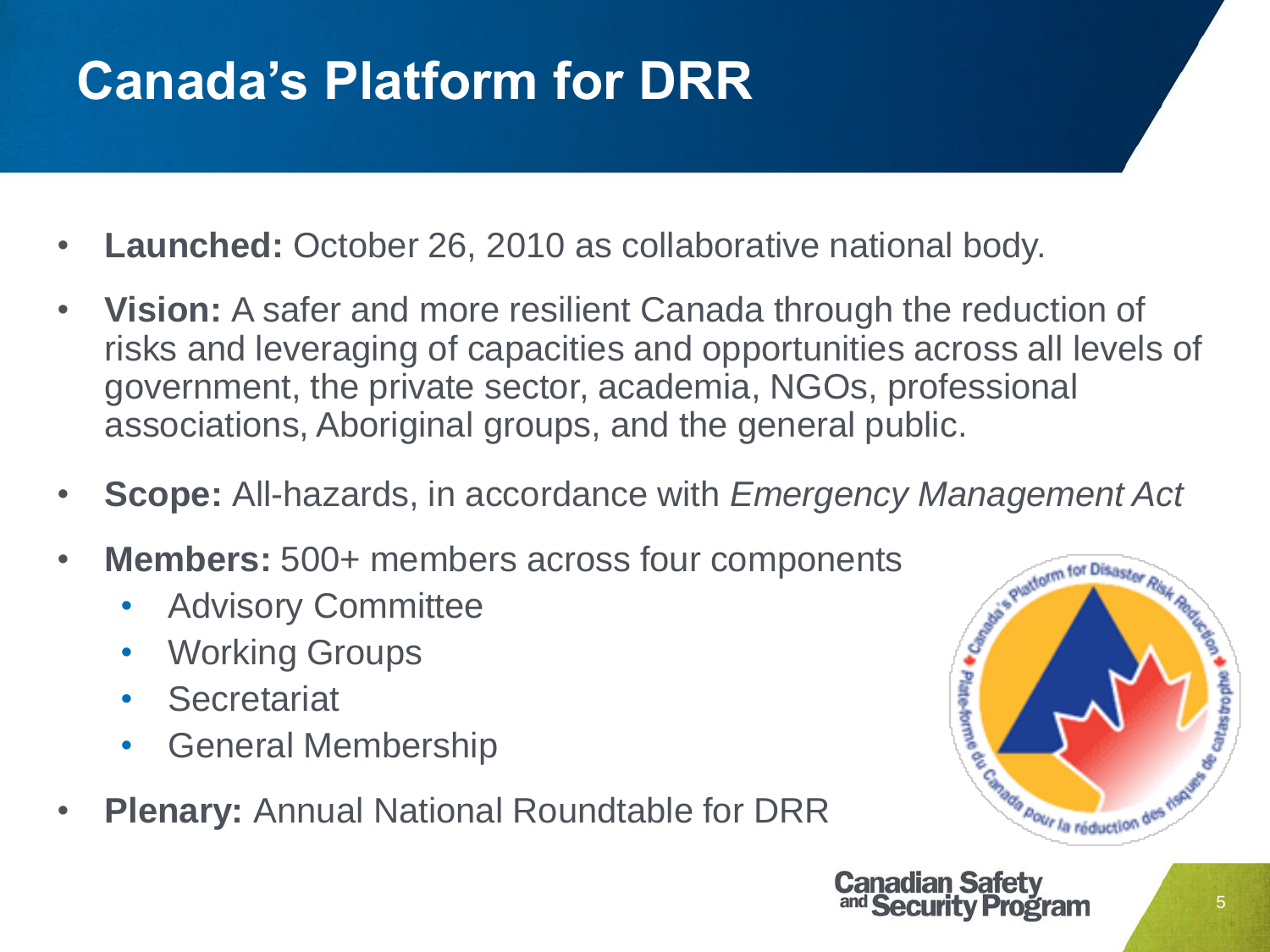# Canada's Platform for DRR

- **Launched:** October 26, 2010 as collaborative national body.
- **Vision:** A safer and more resilient Canada through the reduction of risks and leveraging of capacities and opportunities across all levels of government, the private sector, academia, NGOs, professional associations, Aboriginal groups, and the general public.
- **Scope:** All-hazards, in accordance with *Emergency Management Act*
- **Members:** 500+ members across four components
  - Advisory Committee
  - Working Groups
  - Secretariat
  - General Membership
- **Plenary:** Annual National Roundtable for DRR

Canadian Safety and Security Program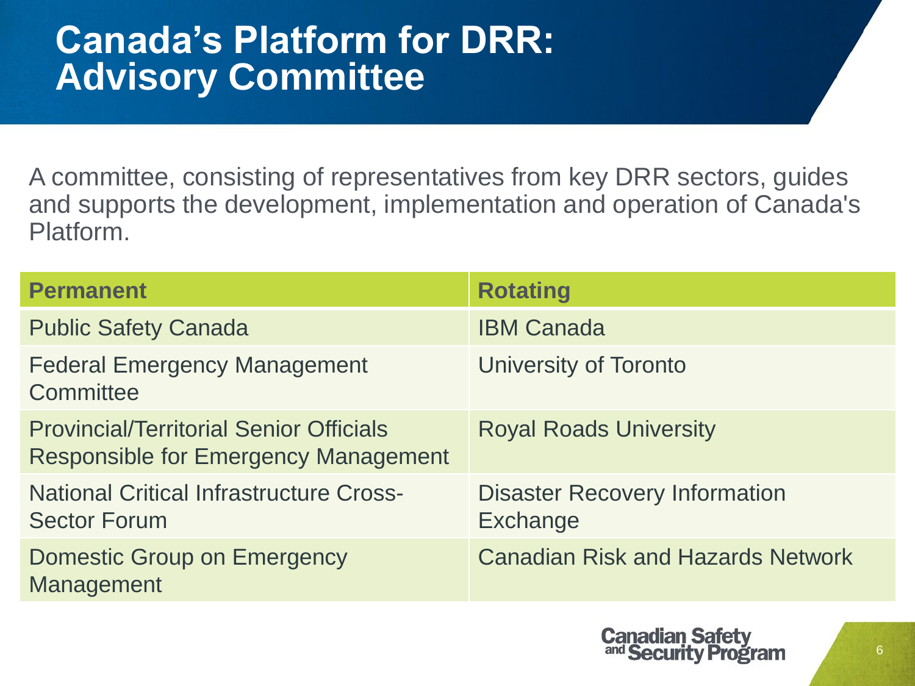# Canada's Platform for DRR: Advisory Committee

A committee, consisting of representatives from key DRR sectors, guides and supports the development, implementation and operation of Canada's Platform.

| Permanent | Rotating |
| --- | --- |
| Public Safety Canada | IBM Canada |
| Federal Emergency Management Committee | University of Toronto |
| Provincial/Territorial Senior Officials Responsible for Emergency Management | Royal Roads University |
| National Critical Infrastructure Cross-Sector Forum | Disaster Recovery Information Exchange |
| Domestic Group on Emergency Management | Canadian Risk and Hazards Network |

Canadian Safety and Security Program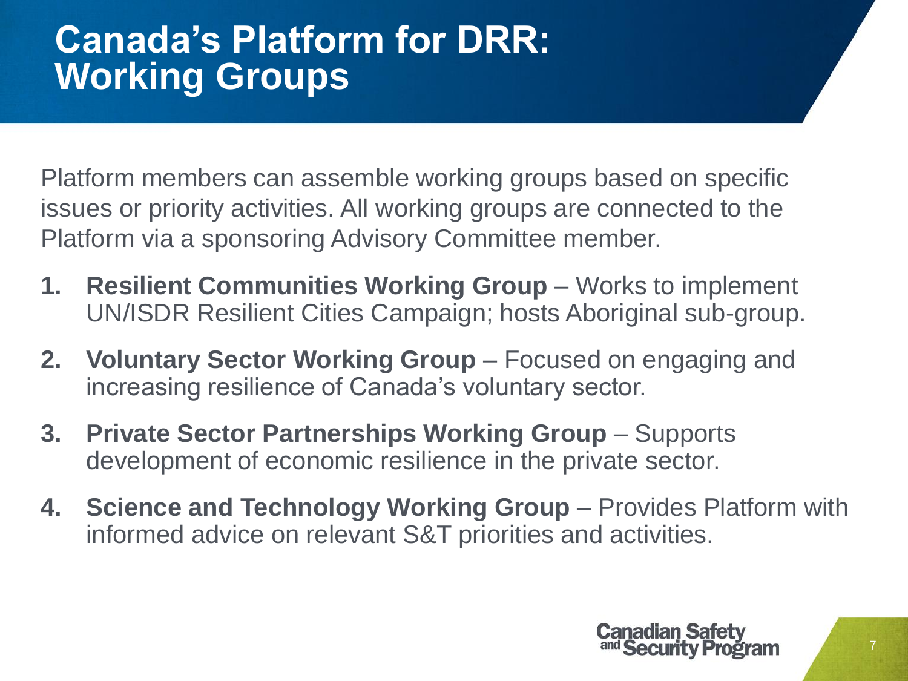# Canada's Platform for DRR: Working Groups

Platform members can assemble working groups based on specific issues or priority activities. All working groups are connected to the Platform via a sponsoring Advisory Committee member.

1. **Resilient Communities Working Group** – Works to implement UN/ISDR Resilient Cities Campaign; hosts Aboriginal sub-group.
2. **Voluntary Sector Working Group** – Focused on engaging and increasing resilience of Canada's voluntary sector.
3. **Private Sector Partnerships Working Group** – Supports development of economic resilience in the private sector.
4. **Science and Technology Working Group** – Provides Platform with informed advice on relevant S&T priorities and activities.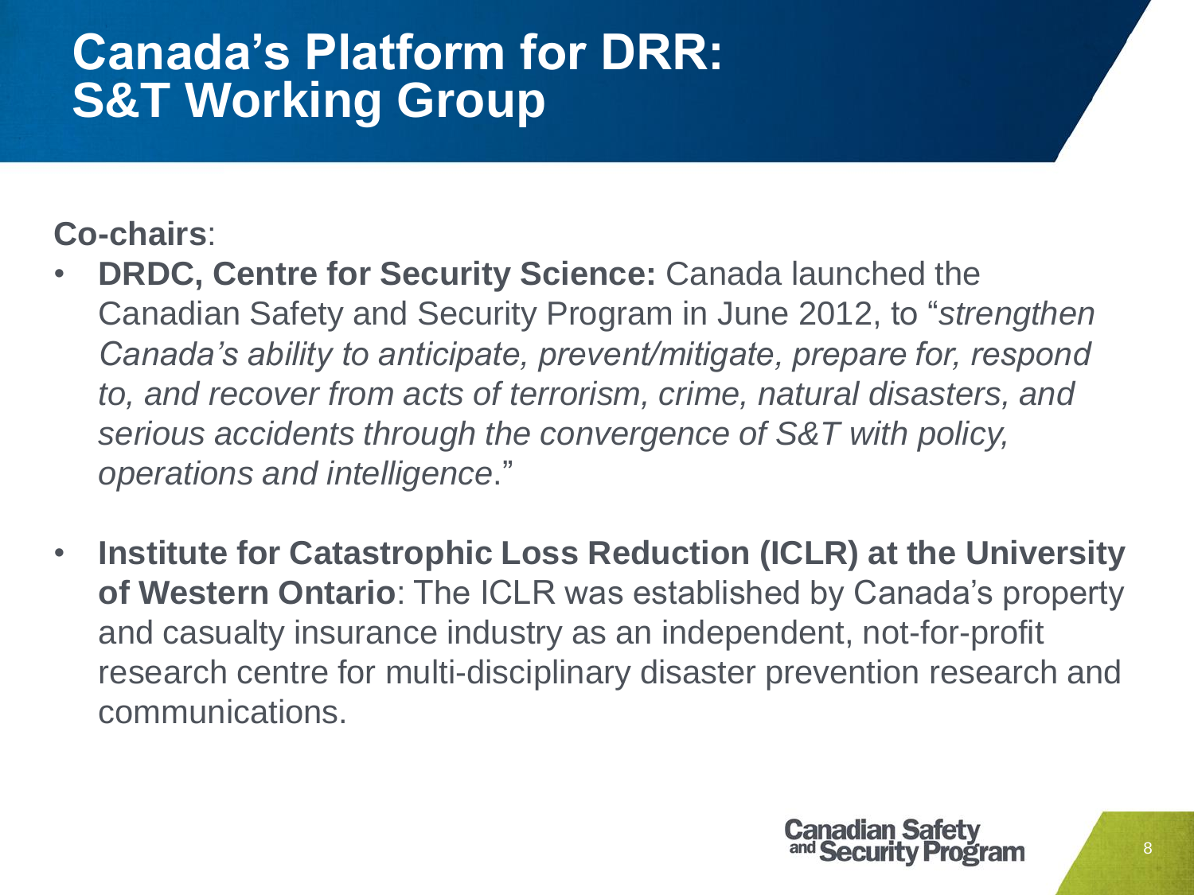# Canada's Platform for DRR: S&T Working Group

**Co-chairs**:

- **DRDC, Centre for Security Science:** Canada launched the Canadian Safety and Security Program in June 2012, to "*strengthen Canada's ability to anticipate, prevent/mitigate, prepare for, respond to, and recover from acts of terrorism, crime, natural disasters, and serious accidents through the convergence of S&T with policy, operations and intelligence*."
- **Institute for Catastrophic Loss Reduction (ICLR) at the University of Western Ontario**: The ICLR was established by Canada's property and casualty insurance industry as an independent, not-for-profit research centre for multi-disciplinary disaster prevention research and communications.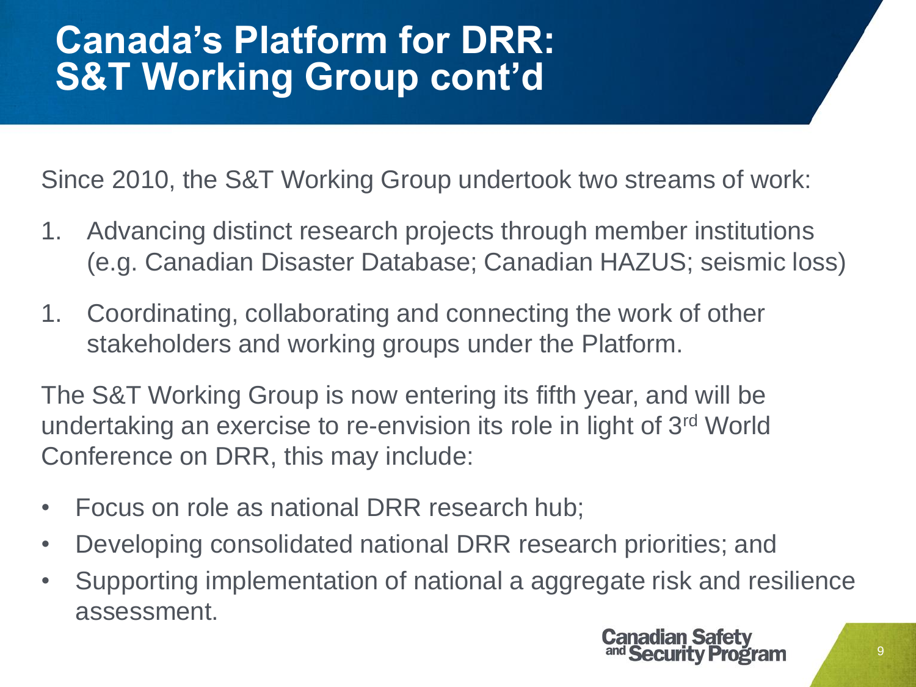# Canada's Platform for DRR: S&T Working Group cont'd

Since 2010, the S&T Working Group undertook two streams of work:

1. Advancing distinct research projects through member institutions (e.g. Canadian Disaster Database; Canadian HAZUS; seismic loss)

1. Coordinating, collaborating and connecting the work of other stakeholders and working groups under the Platform.

The S&T Working Group is now entering its fifth year, and will be undertaking an exercise to re-envision its role in light of 3rd World Conference on DRR, this may include:

- Focus on role as national DRR research hub;
- Developing consolidated national DRR research priorities; and
- Supporting implementation of national a aggregate risk and resilience assessment.

Canadian Safety and Security Program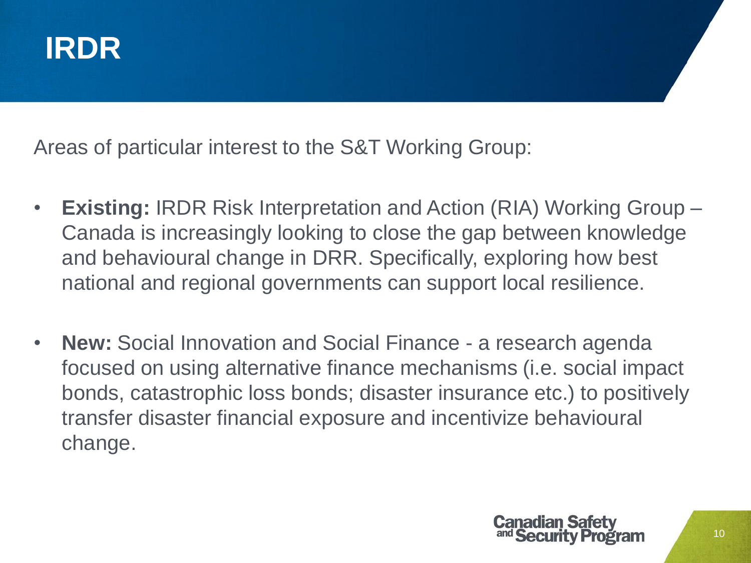# IRDR

Areas of particular interest to the S&T Working Group:

- **Existing:** IRDR Risk Interpretation and Action (RIA) Working Group – Canada is increasingly looking to close the gap between knowledge and behavioural change in DRR. Specifically, exploring how best national and regional governments can support local resilience.

- **New:** Social Innovation and Social Finance - a research agenda focused on using alternative finance mechanisms (i.e. social impact bonds, catastrophic loss bonds; disaster insurance etc.) to positively transfer disaster financial exposure and incentivize behavioural change.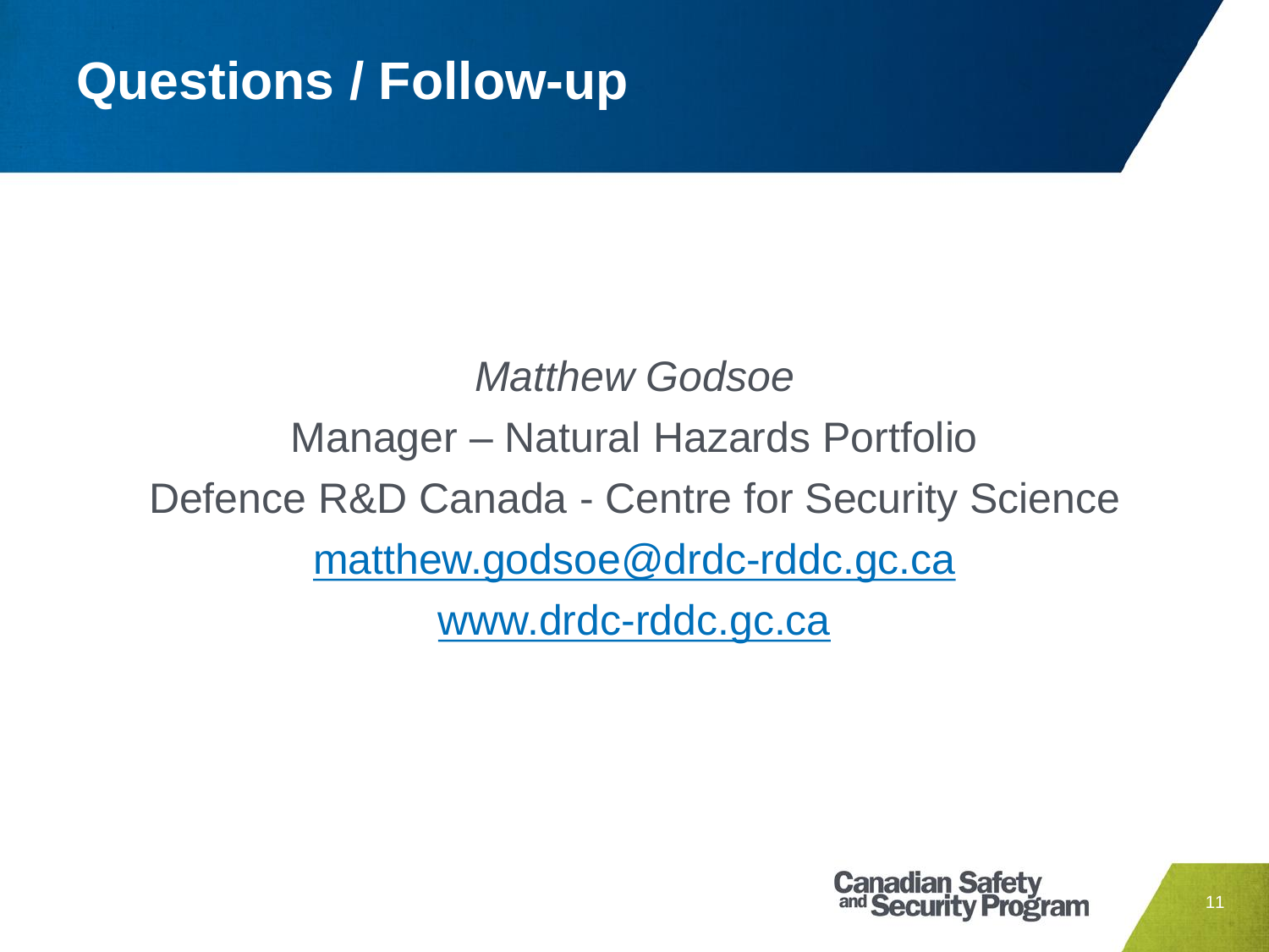# Questions / Follow-up

*Matthew Godsoe*

Manager – Natural Hazards Portfolio

Defence R&D Canada - Centre for Security Science

matthew.godsoe@drdc-rddc.gc.ca

www.drdc-rddc.gc.ca

Canadian Safety and Security Program